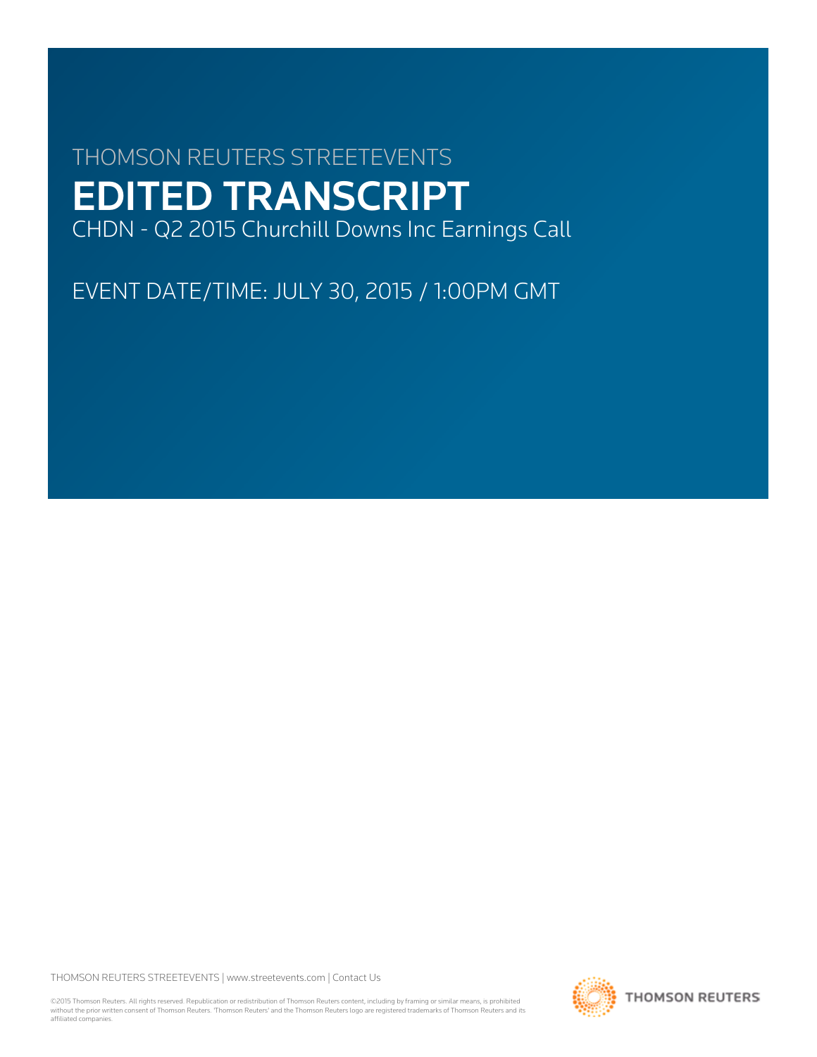THOMSON REUTERS STREETEVENTS

# EDITED TRANSCRIPT

CHDN - Q2 2015 Churchill Downs Inc Earnings Call

EVENT DATE/TIME: JULY 30, 2015 / 1:00PM GMT

THOMSON REUTERS STREETEVENTS | www.streetevents.com | Contact Us

©2015 Thomson Reuters. All rights reserved. Republication or redistribution of Thomson Reuters content, including by framing or similar means, is prohibited without the prior written consent of Thomson Reuters. 'Thomson Reuters' and the Thomson Reuters logo are registered trademarks of Thomson Reuters and its affiliated companies.

THOMSON REUTERS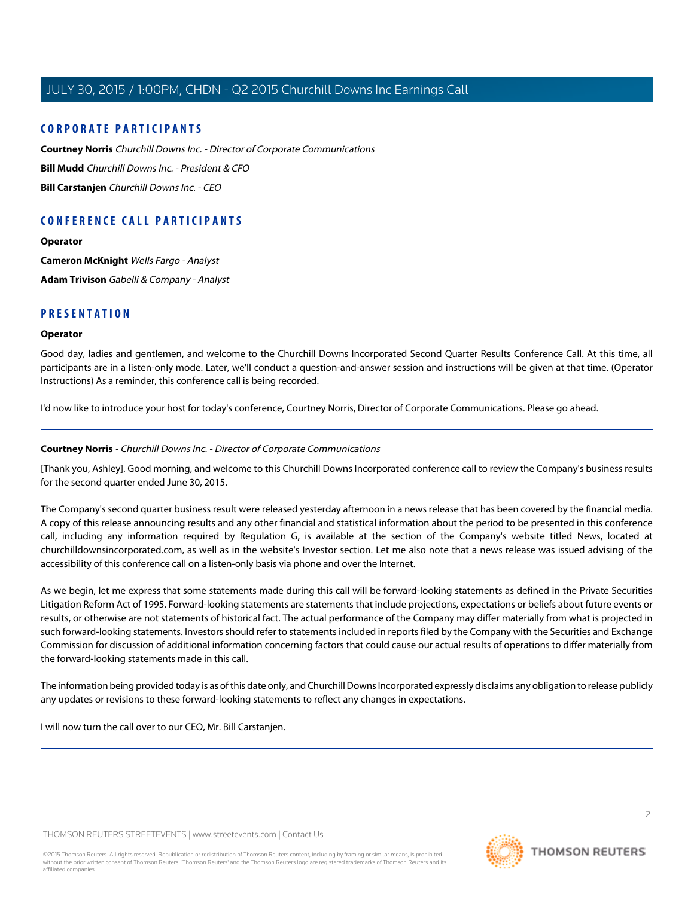## CORPORATE PARTICIPANTS

**Courtney Norris** *Churchill Downs Inc. - Director of Corporate Communications*

**Bill Mudd** *Churchill Downs Inc. - President & CFO*

**Bill Carstanjen** *Churchill Downs Inc. - CEO*

## CONFERENCE CALL PARTICIPANTS

**Operator**

**Cameron McKnight** *Wells Fargo - Analyst*

**Adam Trivison** *Gabelli & Company - Analyst*

## PRESENTATION

**Operator**

Good day, ladies and gentlemen, and welcome to the Churchill Downs Incorporated Second Quarter Results Conference Call. At this time, all participants are in a listen-only mode. Later, we'll conduct a question-and-answer session and instructions will be given at that time. (Operator Instructions) As a reminder, this conference call is being recorded.

I'd now like to introduce your host for today's conference, Courtney Norris, Director of Corporate Communications. Please go ahead.

---

**Courtney Norris** - *Churchill Downs Inc. - Director of Corporate Communications*

[Thank you, Ashley]. Good morning, and welcome to this Churchill Downs Incorporated conference call to review the Company's business results for the second quarter ended June 30, 2015.

The Company's second quarter business result were released yesterday afternoon in a news release that has been covered by the financial media. A copy of this release announcing results and any other financial and statistical information about the period to be presented in this conference call, including any information required by Regulation G, is available at the section of the Company's website titled News, located at churchilldownsincorporated.com, as well as in the website's Investor section. Let me also note that a news release was issued advising of the accessibility of this conference call on a listen-only basis via phone and over the Internet.

As we begin, let me express that some statements made during this call will be forward-looking statements as defined in the Private Securities Litigation Reform Act of 1995. Forward-looking statements are statements that include projections, expectations or beliefs about future events or results, or otherwise are not statements of historical fact. The actual performance of the Company may differ materially from what is projected in such forward-looking statements. Investors should refer to statements included in reports filed by the Company with the Securities and Exchange Commission for discussion of additional information concerning factors that could cause our actual results of operations to differ materially from the forward-looking statements made in this call.

The information being provided today is as of this date only, and Churchill Downs Incorporated expressly disclaims any obligation to release publicly any updates or revisions to these forward-looking statements to reflect any changes in expectations.

I will now turn the call over to our CEO, Mr. Bill Carstanjen.

---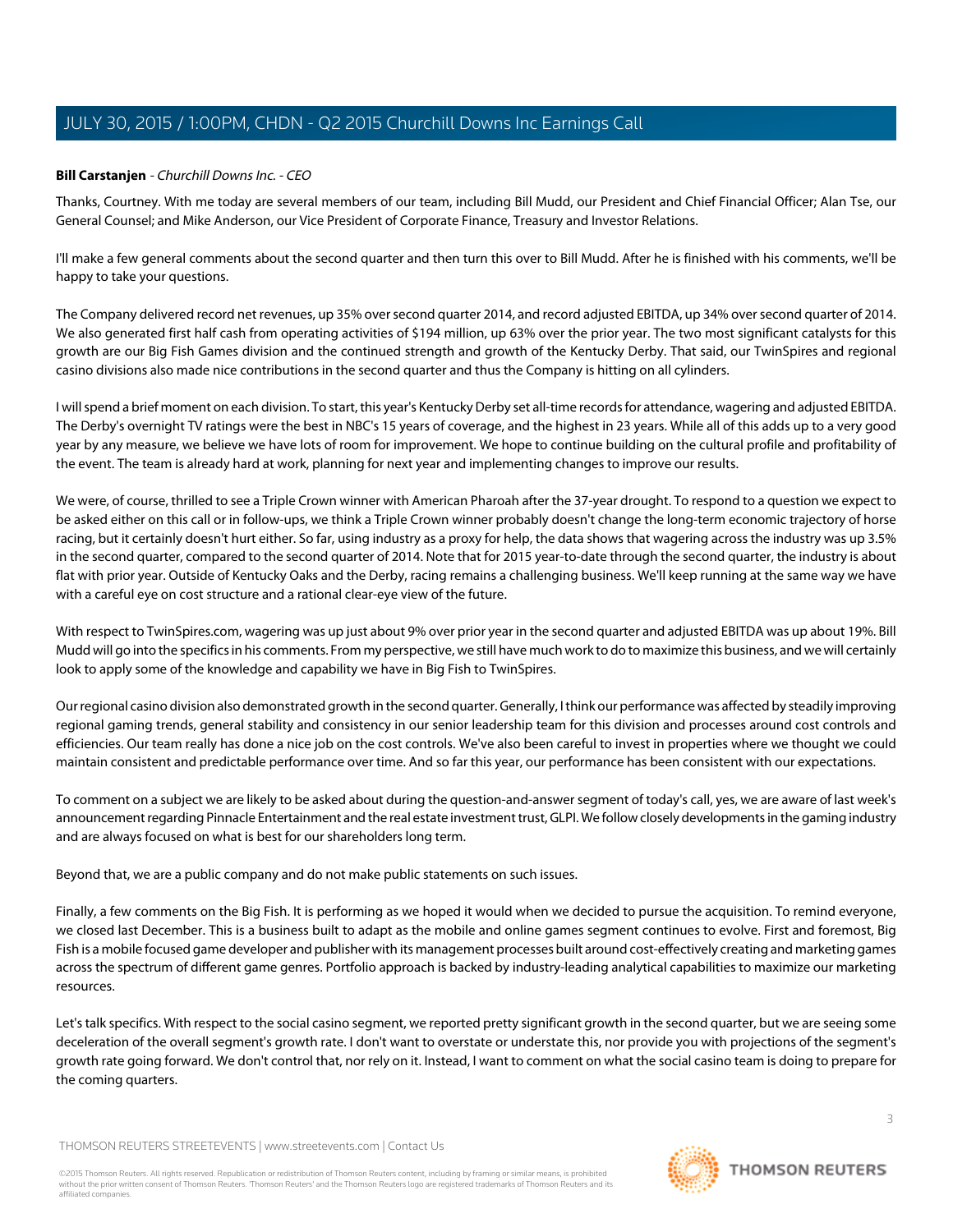**Bill Carstanjen** - *Churchill Downs Inc. - CEO*

Thanks, Courtney. With me today are several members of our team, including Bill Mudd, our President and Chief Financial Officer; Alan Tse, our General Counsel; and Mike Anderson, our Vice President of Corporate Finance, Treasury and Investor Relations.

I'll make a few general comments about the second quarter and then turn this over to Bill Mudd. After he is finished with his comments, we'll be happy to take your questions.

The Company delivered record net revenues, up 35% over second quarter 2014, and record adjusted EBITDA, up 34% over second quarter of 2014. We also generated first half cash from operating activities of $194 million, up 63% over the prior year. The two most significant catalysts for this growth are our Big Fish Games division and the continued strength and growth of the Kentucky Derby. That said, our TwinSpires and regional casino divisions also made nice contributions in the second quarter and thus the Company is hitting on all cylinders.

I will spend a brief moment on each division. To start, this year's Kentucky Derby set all-time records for attendance, wagering and adjusted EBITDA. The Derby's overnight TV ratings were the best in NBC's 15 years of coverage, and the highest in 23 years. While all of this adds up to a very good year by any measure, we believe we have lots of room for improvement. We hope to continue building on the cultural profile and profitability of the event. The team is already hard at work, planning for next year and implementing changes to improve our results.

We were, of course, thrilled to see a Triple Crown winner with American Pharoah after the 37-year drought. To respond to a question we expect to be asked either on this call or in follow-ups, we think a Triple Crown winner probably doesn't change the long-term economic trajectory of horse racing, but it certainly doesn't hurt either. So far, using industry as a proxy for help, the data shows that wagering across the industry was up 3.5% in the second quarter, compared to the second quarter of 2014. Note that for 2015 year-to-date through the second quarter, the industry is about flat with prior year. Outside of Kentucky Oaks and the Derby, racing remains a challenging business. We'll keep running at the same way we have with a careful eye on cost structure and a rational clear-eye view of the future.

With respect to TwinSpires.com, wagering was up just about 9% over prior year in the second quarter and adjusted EBITDA was up about 19%. Bill Mudd will go into the specifics in his comments. From my perspective, we still have much work to do to maximize this business, and we will certainly look to apply some of the knowledge and capability we have in Big Fish to TwinSpires.

Our regional casino division also demonstrated growth in the second quarter. Generally, I think our performance was affected by steadily improving regional gaming trends, general stability and consistency in our senior leadership team for this division and processes around cost controls and efficiencies. Our team really has done a nice job on the cost controls. We've also been careful to invest in properties where we thought we could maintain consistent and predictable performance over time. And so far this year, our performance has been consistent with our expectations.

To comment on a subject we are likely to be asked about during the question-and-answer segment of today's call, yes, we are aware of last week's announcement regarding Pinnacle Entertainment and the real estate investment trust, GLPI. We follow closely developments in the gaming industry and are always focused on what is best for our shareholders long term.

Beyond that, we are a public company and do not make public statements on such issues.

Finally, a few comments on the Big Fish. It is performing as we hoped it would when we decided to pursue the acquisition. To remind everyone, we closed last December. This is a business built to adapt as the mobile and online games segment continues to evolve. First and foremost, Big Fish is a mobile focused game developer and publisher with its management processes built around cost-effectively creating and marketing games across the spectrum of different game genres. Portfolio approach is backed by industry-leading analytical capabilities to maximize our marketing resources.

Let's talk specifics. With respect to the social casino segment, we reported pretty significant growth in the second quarter, but we are seeing some deceleration of the overall segment's growth rate. I don't want to overstate or understate this, nor provide you with projections of the segment's growth rate going forward. We don't control that, nor rely on it. Instead, I want to comment on what the social casino team is doing to prepare for the coming quarters.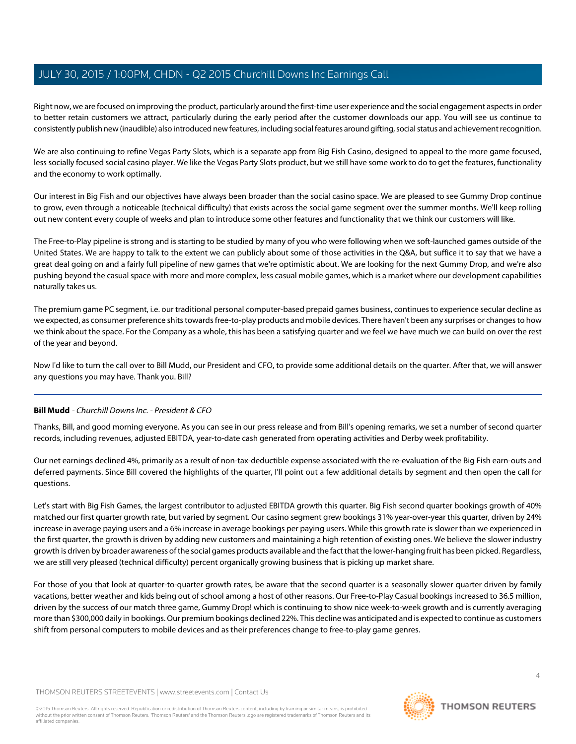Right now, we are focused on improving the product, particularly around the first-time user experience and the social engagement aspects in order to better retain customers we attract, particularly during the early period after the customer downloads our app. You will see us continue to consistently publish new (inaudible) also introduced new features, including social features around gifting, social status and achievement recognition.

We are also continuing to refine Vegas Party Slots, which is a separate app from Big Fish Casino, designed to appeal to the more game focused, less socially focused social casino player. We like the Vegas Party Slots product, but we still have some work to do to get the features, functionality and the economy to work optimally.

Our interest in Big Fish and our objectives have always been broader than the social casino space. We are pleased to see Gummy Drop continue to grow, even through a noticeable (technical difficulty) that exists across the social game segment over the summer months. We'll keep rolling out new content every couple of weeks and plan to introduce some other features and functionality that we think our customers will like.

The Free-to-Play pipeline is strong and is starting to be studied by many of you who were following when we soft-launched games outside of the United States. We are happy to talk to the extent we can publicly about some of those activities in the Q&A, but suffice it to say that we have a great deal going on and a fairly full pipeline of new games that we're optimistic about. We are looking for the next Gummy Drop, and we're also pushing beyond the casual space with more and more complex, less casual mobile games, which is a market where our development capabilities naturally takes us.

The premium game PC segment, i.e. our traditional personal computer-based prepaid games business, continues to experience secular decline as we expected, as consumer preference shits towards free-to-play products and mobile devices. There haven't been any surprises or changes to how we think about the space. For the Company as a whole, this has been a satisfying quarter and we feel we have much we can build on over the rest of the year and beyond.

Now I'd like to turn the call over to Bill Mudd, our President and CFO, to provide some additional details on the quarter. After that, we will answer any questions you may have. Thank you. Bill?

---

**Bill Mudd** - *Churchill Downs Inc. - President & CFO*

Thanks, Bill, and good morning everyone. As you can see in our press release and from Bill's opening remarks, we set a number of second quarter records, including revenues, adjusted EBITDA, year-to-date cash generated from operating activities and Derby week profitability.

Our net earnings declined 4%, primarily as a result of non-tax-deductible expense associated with the re-evaluation of the Big Fish earn-outs and deferred payments. Since Bill covered the highlights of the quarter, I'll point out a few additional details by segment and then open the call for questions.

Let's start with Big Fish Games, the largest contributor to adjusted EBITDA growth this quarter. Big Fish second quarter bookings growth of 40% matched our first quarter growth rate, but varied by segment. Our casino segment grew bookings 31% year-over-year this quarter, driven by 24% increase in average paying users and a 6% increase in average bookings per paying users. While this growth rate is slower than we experienced in the first quarter, the growth is driven by adding new customers and maintaining a high retention of existing ones. We believe the slower industry growth is driven by broader awareness of the social games products available and the fact that the lower-hanging fruit has been picked. Regardless, we are still very pleased (technical difficulty) percent organically growing business that is picking up market share.

For those of you that look at quarter-to-quarter growth rates, be aware that the second quarter is a seasonally slower quarter driven by family vacations, better weather and kids being out of school among a host of other reasons. Our Free-to-Play Casual bookings increased to 36.5 million, driven by the success of our match three game, Gummy Drop! which is continuing to show nice week-to-week growth and is currently averaging more than $300,000 daily in bookings. Our premium bookings declined 22%. This decline was anticipated and is expected to continue as customers shift from personal computers to mobile devices and as their preferences change to free-to-play game genres.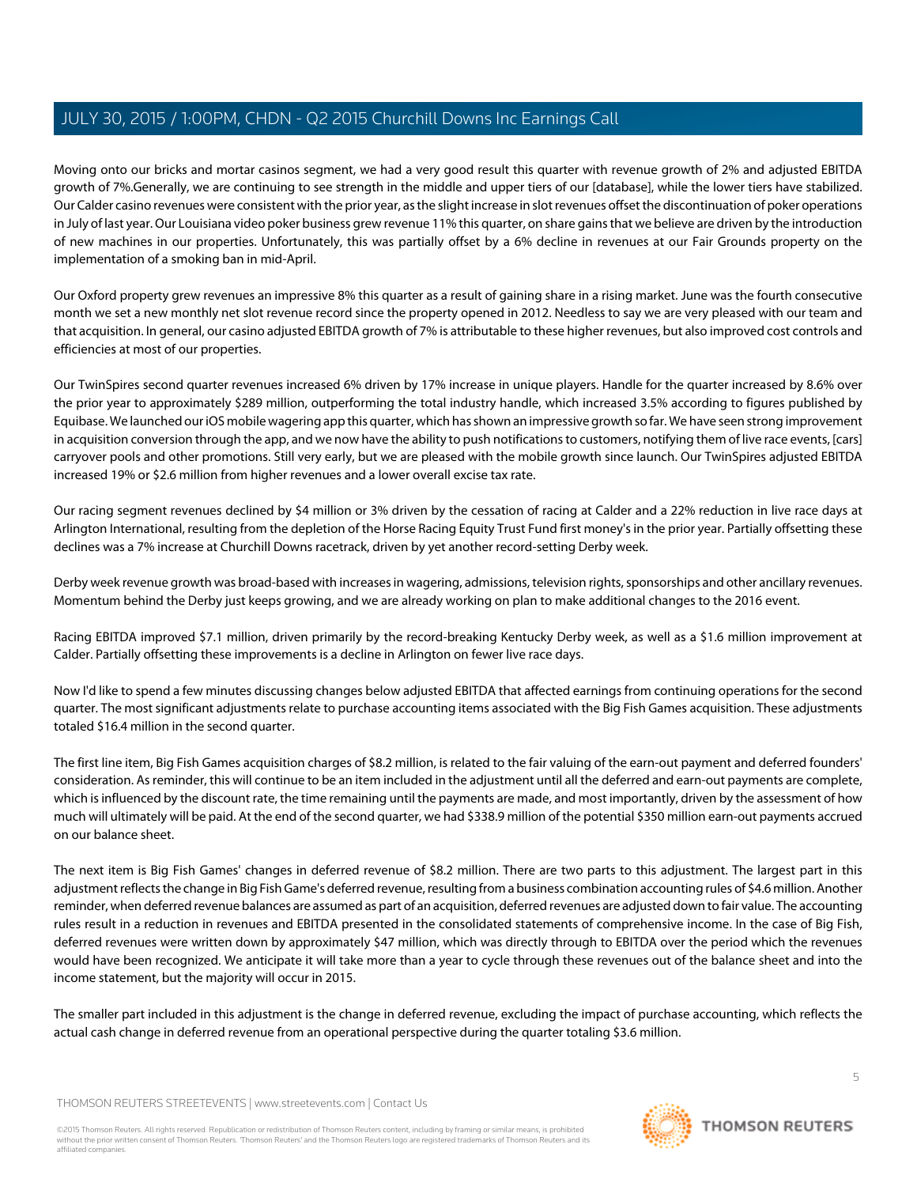Moving onto our bricks and mortar casinos segment, we had a very good result this quarter with revenue growth of 2% and adjusted EBITDA growth of 7%.Generally, we are continuing to see strength in the middle and upper tiers of our [database], while the lower tiers have stabilized. Our Calder casino revenues were consistent with the prior year, as the slight increase in slot revenues offset the discontinuation of poker operations in July of last year. Our Louisiana video poker business grew revenue 11% this quarter, on share gains that we believe are driven by the introduction of new machines in our properties. Unfortunately, this was partially offset by a 6% decline in revenues at our Fair Grounds property on the implementation of a smoking ban in mid-April.

Our Oxford property grew revenues an impressive 8% this quarter as a result of gaining share in a rising market. June was the fourth consecutive month we set a new monthly net slot revenue record since the property opened in 2012. Needless to say we are very pleased with our team and that acquisition. In general, our casino adjusted EBITDA growth of 7% is attributable to these higher revenues, but also improved cost controls and efficiencies at most of our properties.

Our TwinSpires second quarter revenues increased 6% driven by 17% increase in unique players. Handle for the quarter increased by 8.6% over the prior year to approximately $289 million, outperforming the total industry handle, which increased 3.5% according to figures published by Equibase. We launched our iOS mobile wagering app this quarter, which has shown an impressive growth so far. We have seen strong improvement in acquisition conversion through the app, and we now have the ability to push notifications to customers, notifying them of live race events, [cars] carryover pools and other promotions. Still very early, but we are pleased with the mobile growth since launch. Our TwinSpires adjusted EBITDA increased 19% or $2.6 million from higher revenues and a lower overall excise tax rate.

Our racing segment revenues declined by $4 million or 3% driven by the cessation of racing at Calder and a 22% reduction in live race days at Arlington International, resulting from the depletion of the Horse Racing Equity Trust Fund first money's in the prior year. Partially offsetting these declines was a 7% increase at Churchill Downs racetrack, driven by yet another record-setting Derby week.

Derby week revenue growth was broad-based with increases in wagering, admissions, television rights, sponsorships and other ancillary revenues. Momentum behind the Derby just keeps growing, and we are already working on plan to make additional changes to the 2016 event.

Racing EBITDA improved $7.1 million, driven primarily by the record-breaking Kentucky Derby week, as well as a $1.6 million improvement at Calder. Partially offsetting these improvements is a decline in Arlington on fewer live race days.

Now I'd like to spend a few minutes discussing changes below adjusted EBITDA that affected earnings from continuing operations for the second quarter. The most significant adjustments relate to purchase accounting items associated with the Big Fish Games acquisition. These adjustments totaled $16.4 million in the second quarter.

The first line item, Big Fish Games acquisition charges of $8.2 million, is related to the fair valuing of the earn-out payment and deferred founders' consideration. As reminder, this will continue to be an item included in the adjustment until all the deferred and earn-out payments are complete, which is influenced by the discount rate, the time remaining until the payments are made, and most importantly, driven by the assessment of how much will ultimately will be paid. At the end of the second quarter, we had $338.9 million of the potential $350 million earn-out payments accrued on our balance sheet.

The next item is Big Fish Games' changes in deferred revenue of $8.2 million. There are two parts to this adjustment. The largest part in this adjustment reflects the change in Big Fish Game's deferred revenue, resulting from a business combination accounting rules of $4.6 million. Another reminder, when deferred revenue balances are assumed as part of an acquisition, deferred revenues are adjusted down to fair value. The accounting rules result in a reduction in revenues and EBITDA presented in the consolidated statements of comprehensive income. In the case of Big Fish, deferred revenues were written down by approximately $47 million, which was directly through to EBITDA over the period which the revenues would have been recognized. We anticipate it will take more than a year to cycle through these revenues out of the balance sheet and into the income statement, but the majority will occur in 2015.

The smaller part included in this adjustment is the change in deferred revenue, excluding the impact of purchase accounting, which reflects the actual cash change in deferred revenue from an operational perspective during the quarter totaling $3.6 million.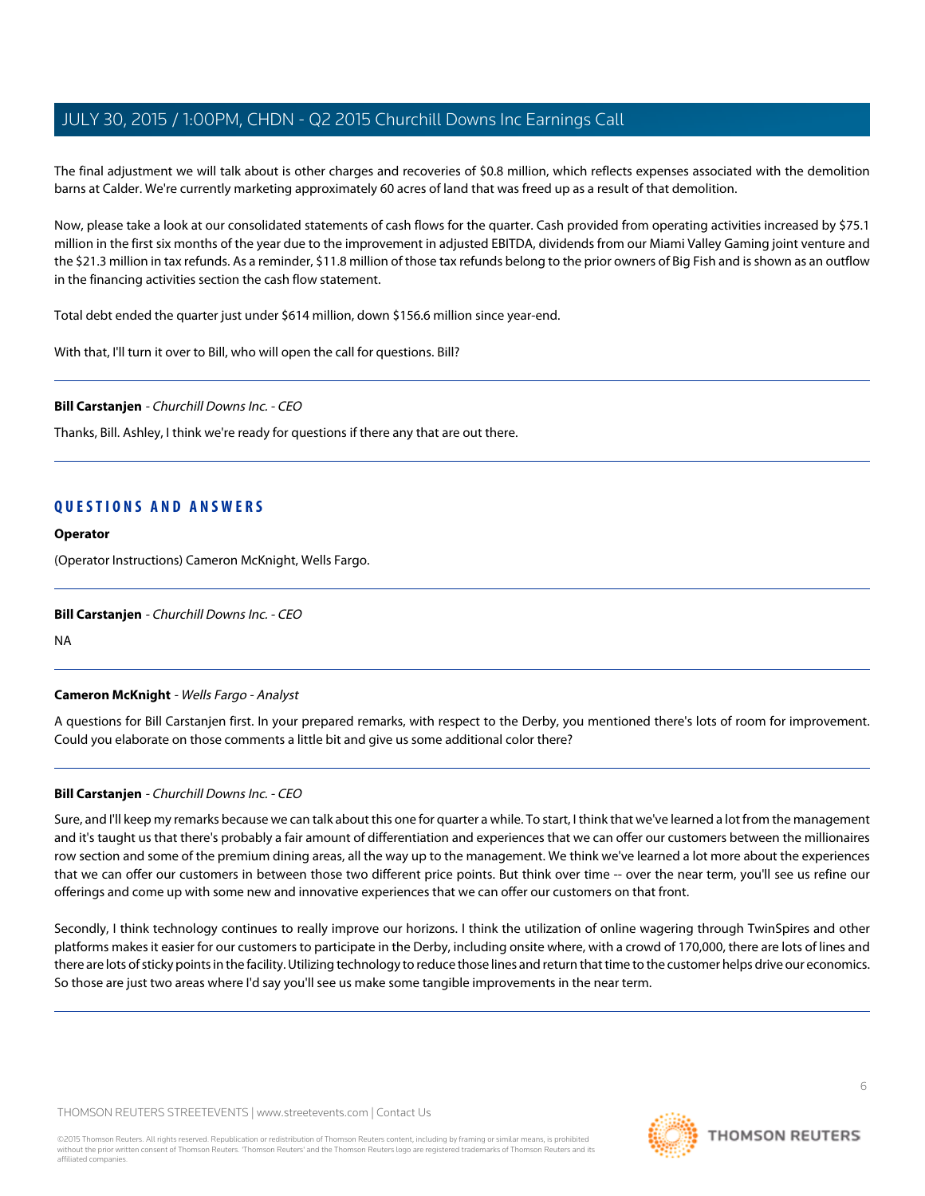The final adjustment we will talk about is other charges and recoveries of $0.8 million, which reflects expenses associated with the demolition barns at Calder. We're currently marketing approximately 60 acres of land that was freed up as a result of that demolition.

Now, please take a look at our consolidated statements of cash flows for the quarter. Cash provided from operating activities increased by $75.1 million in the first six months of the year due to the improvement in adjusted EBITDA, dividends from our Miami Valley Gaming joint venture and the $21.3 million in tax refunds. As a reminder, $11.8 million of those tax refunds belong to the prior owners of Big Fish and is shown as an outflow in the financing activities section the cash flow statement.

Total debt ended the quarter just under $614 million, down $156.6 million since year-end.

With that, I'll turn it over to Bill, who will open the call for questions. Bill?

---

**Bill Carstanjen** - *Churchill Downs Inc. - CEO*

Thanks, Bill. Ashley, I think we're ready for questions if there any that are out there.

---

## QUESTIONS AND ANSWERS

**Operator**

(Operator Instructions) Cameron McKnight, Wells Fargo.

---

**Bill Carstanjen** - *Churchill Downs Inc. - CEO*

NA

---

**Cameron McKnight** - *Wells Fargo - Analyst*

A questions for Bill Carstanjen first. In your prepared remarks, with respect to the Derby, you mentioned there's lots of room for improvement. Could you elaborate on those comments a little bit and give us some additional color there?

---

**Bill Carstanjen** - *Churchill Downs Inc. - CEO*

Sure, and I'll keep my remarks because we can talk about this one for quarter a while. To start, I think that we've learned a lot from the management and it's taught us that there's probably a fair amount of differentiation and experiences that we can offer our customers between the millionaires row section and some of the premium dining areas, all the way up to the management. We think we've learned a lot more about the experiences that we can offer our customers in between those two different price points. But think over time -- over the near term, you'll see us refine our offerings and come up with some new and innovative experiences that we can offer our customers on that front.

Secondly, I think technology continues to really improve our horizons. I think the utilization of online wagering through TwinSpires and other platforms makes it easier for our customers to participate in the Derby, including onsite where, with a crowd of 170,000, there are lots of lines and there are lots of sticky points in the facility. Utilizing technology to reduce those lines and return that time to the customer helps drive our economics. So those are just two areas where I'd say you'll see us make some tangible improvements in the near term.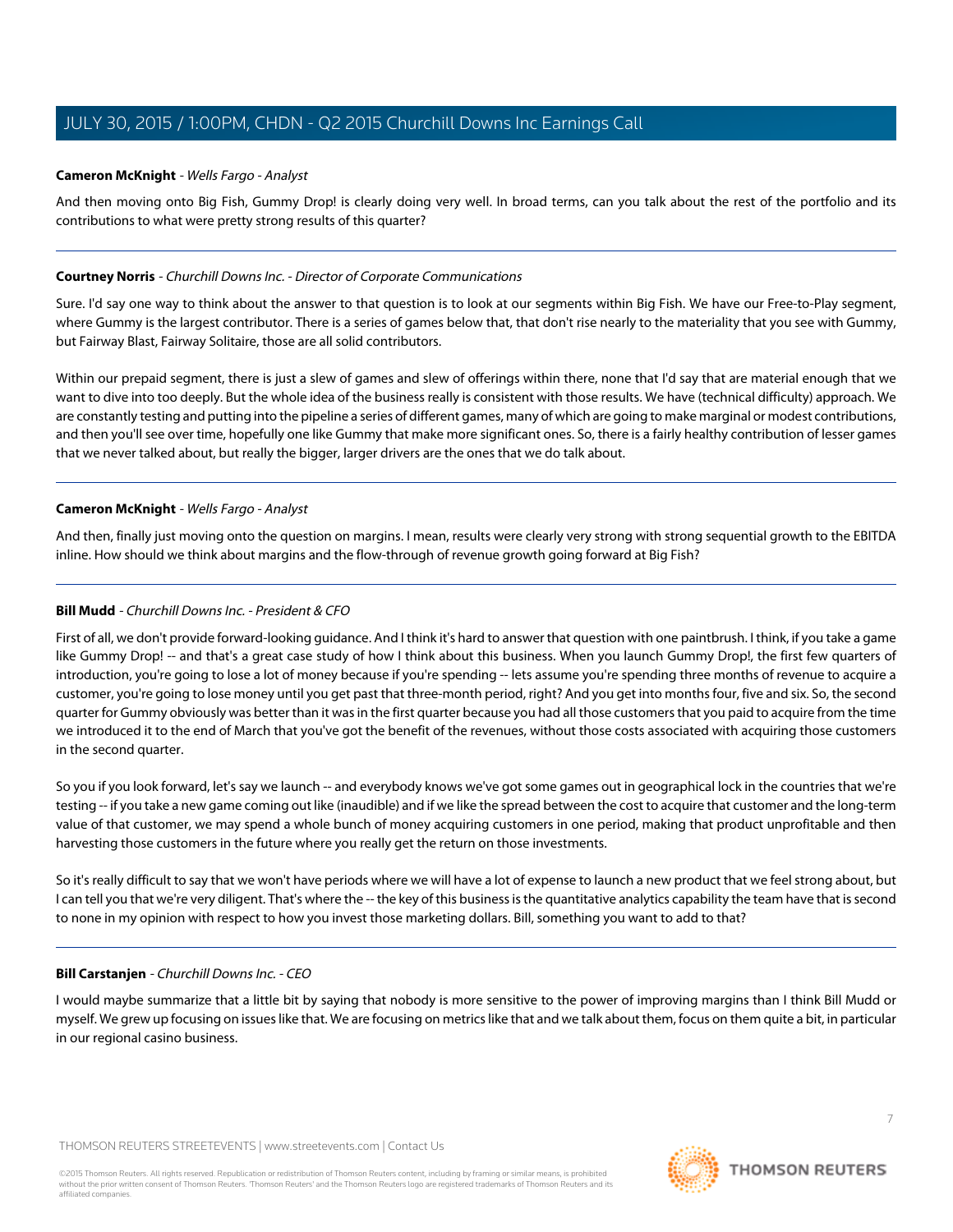**Cameron McKnight** - *Wells Fargo - Analyst*

And then moving onto Big Fish, Gummy Drop! is clearly doing very well. In broad terms, can you talk about the rest of the portfolio and its contributions to what were pretty strong results of this quarter?

---

**Courtney Norris** - *Churchill Downs Inc. - Director of Corporate Communications*

Sure. I'd say one way to think about the answer to that question is to look at our segments within Big Fish. We have our Free-to-Play segment, where Gummy is the largest contributor. There is a series of games below that, that don't rise nearly to the materiality that you see with Gummy, but Fairway Blast, Fairway Solitaire, those are all solid contributors.

Within our prepaid segment, there is just a slew of games and slew of offerings within there, none that I'd say that are material enough that we want to dive into too deeply. But the whole idea of the business really is consistent with those results. We have (technical difficulty) approach. We are constantly testing and putting into the pipeline a series of different games, many of which are going to make marginal or modest contributions, and then you'll see over time, hopefully one like Gummy that make more significant ones. So, there is a fairly healthy contribution of lesser games that we never talked about, but really the bigger, larger drivers are the ones that we do talk about.

---

**Cameron McKnight** - *Wells Fargo - Analyst*

And then, finally just moving onto the question on margins. I mean, results were clearly very strong with strong sequential growth to the EBITDA inline. How should we think about margins and the flow-through of revenue growth going forward at Big Fish?

---

**Bill Mudd** - *Churchill Downs Inc. - President & CFO*

First of all, we don't provide forward-looking guidance. And I think it's hard to answer that question with one paintbrush. I think, if you take a game like Gummy Drop! -- and that's a great case study of how I think about this business. When you launch Gummy Drop!, the first few quarters of introduction, you're going to lose a lot of money because if you're spending -- lets assume you're spending three months of revenue to acquire a customer, you're going to lose money until you get past that three-month period, right? And you get into months four, five and six. So, the second quarter for Gummy obviously was better than it was in the first quarter because you had all those customers that you paid to acquire from the time we introduced it to the end of March that you've got the benefit of the revenues, without those costs associated with acquiring those customers in the second quarter.

So you if you look forward, let's say we launch -- and everybody knows we've got some games out in geographical lock in the countries that we're testing -- if you take a new game coming out like (inaudible) and if we like the spread between the cost to acquire that customer and the long-term value of that customer, we may spend a whole bunch of money acquiring customers in one period, making that product unprofitable and then harvesting those customers in the future where you really get the return on those investments.

So it's really difficult to say that we won't have periods where we will have a lot of expense to launch a new product that we feel strong about, but I can tell you that we're very diligent. That's where the -- the key of this business is the quantitative analytics capability the team have that is second to none in my opinion with respect to how you invest those marketing dollars. Bill, something you want to add to that?

---

**Bill Carstanjen** - *Churchill Downs Inc. - CEO*

I would maybe summarize that a little bit by saying that nobody is more sensitive to the power of improving margins than I think Bill Mudd or myself. We grew up focusing on issues like that. We are focusing on metrics like that and we talk about them, focus on them quite a bit, in particular in our regional casino business.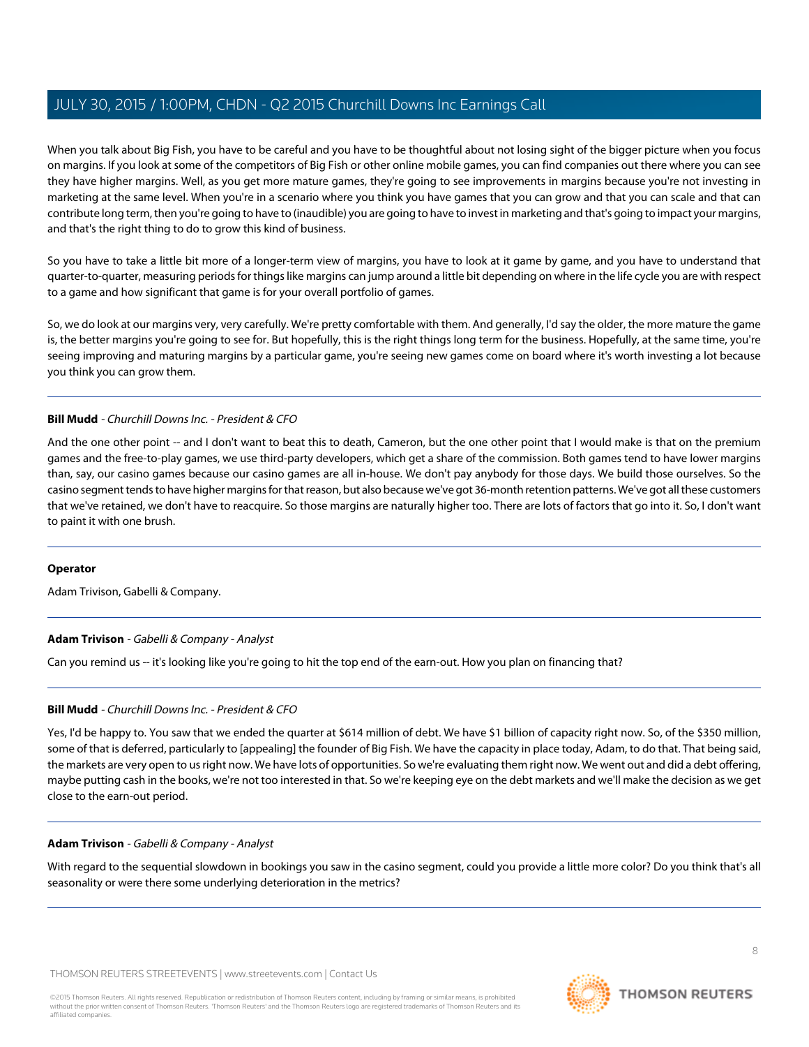When you talk about Big Fish, you have to be careful and you have to be thoughtful about not losing sight of the bigger picture when you focus on margins. If you look at some of the competitors of Big Fish or other online mobile games, you can find companies out there where you can see they have higher margins. Well, as you get more mature games, they're going to see improvements in margins because you're not investing in marketing at the same level. When you're in a scenario where you think you have games that you can grow and that you can scale and that can contribute long term, then you're going to have to (inaudible) you are going to have to invest in marketing and that's going to impact your margins, and that's the right thing to do to grow this kind of business.

So you have to take a little bit more of a longer-term view of margins, you have to look at it game by game, and you have to understand that quarter-to-quarter, measuring periods for things like margins can jump around a little bit depending on where in the life cycle you are with respect to a game and how significant that game is for your overall portfolio of games.

So, we do look at our margins very, very carefully. We're pretty comfortable with them. And generally, I'd say the older, the more mature the game is, the better margins you're going to see for. But hopefully, this is the right things long term for the business. Hopefully, at the same time, you're seeing improving and maturing margins by a particular game, you're seeing new games come on board where it's worth investing a lot because you think you can grow them.

---

**Bill Mudd** - *Churchill Downs Inc. - President & CFO*

And the one other point -- and I don't want to beat this to death, Cameron, but the one other point that I would make is that on the premium games and the free-to-play games, we use third-party developers, which get a share of the commission. Both games tend to have lower margins than, say, our casino games because our casino games are all in-house. We don't pay anybody for those days. We build those ourselves. So the casino segment tends to have higher margins for that reason, but also because we've got 36-month retention patterns. We've got all these customers that we've retained, we don't have to reacquire. So those margins are naturally higher too. There are lots of factors that go into it. So, I don't want to paint it with one brush.

---

**Operator**

Adam Trivison, Gabelli & Company.

---

**Adam Trivison** - *Gabelli & Company - Analyst*

Can you remind us -- it's looking like you're going to hit the top end of the earn-out. How you plan on financing that?

---

**Bill Mudd** - *Churchill Downs Inc. - President & CFO*

Yes, I'd be happy to. You saw that we ended the quarter at $614 million of debt. We have $1 billion of capacity right now. So, of the $350 million, some of that is deferred, particularly to [appealing] the founder of Big Fish. We have the capacity in place today, Adam, to do that. That being said, the markets are very open to us right now. We have lots of opportunities. So we're evaluating them right now. We went out and did a debt offering, maybe putting cash in the books, we're not too interested in that. So we're keeping eye on the debt markets and we'll make the decision as we get close to the earn-out period.

---

**Adam Trivison** - *Gabelli & Company - Analyst*

With regard to the sequential slowdown in bookings you saw in the casino segment, could you provide a little more color? Do you think that's all seasonality or were there some underlying deterioration in the metrics?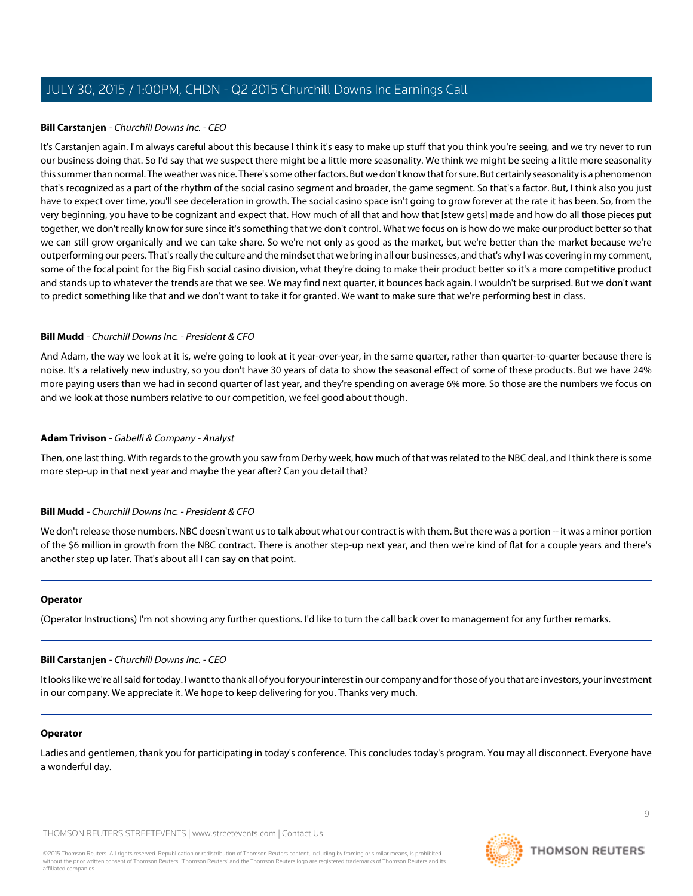**Bill Carstanjen** - *Churchill Downs Inc. - CEO*

It's Carstanjen again. I'm always careful about this because I think it's easy to make up stuff that you think you're seeing, and we try never to run our business doing that. So I'd say that we suspect there might be a little more seasonality. We think we might be seeing a little more seasonality this summer than normal. The weather was nice. There's some other factors. But we don't know that for sure. But certainly seasonality is a phenomenon that's recognized as a part of the rhythm of the social casino segment and broader, the game segment. So that's a factor. But, I think also you just have to expect over time, you'll see deceleration in growth. The social casino space isn't going to grow forever at the rate it has been. So, from the very beginning, you have to be cognizant and expect that. How much of all that and how that [stew gets] made and how do all those pieces put together, we don't really know for sure since it's something that we don't control. What we focus on is how do we make our product better so that we can still grow organically and we can take share. So we're not only as good as the market, but we're better than the market because we're outperforming our peers. That's really the culture and the mindset that we bring in all our businesses, and that's why I was covering in my comment, some of the focal point for the Big Fish social casino division, what they're doing to make their product better so it's a more competitive product and stands up to whatever the trends are that we see. We may find next quarter, it bounces back again. I wouldn't be surprised. But we don't want to predict something like that and we don't want to take it for granted. We want to make sure that we're performing best in class.

---

**Bill Mudd** - *Churchill Downs Inc. - President & CFO*

And Adam, the way we look at it is, we're going to look at it year-over-year, in the same quarter, rather than quarter-to-quarter because there is noise. It's a relatively new industry, so you don't have 30 years of data to show the seasonal effect of some of these products. But we have 24% more paying users than we had in second quarter of last year, and they're spending on average 6% more. So those are the numbers we focus on and we look at those numbers relative to our competition, we feel good about though.

---

**Adam Trivison** - *Gabelli & Company - Analyst*

Then, one last thing. With regards to the growth you saw from Derby week, how much of that was related to the NBC deal, and I think there is some more step-up in that next year and maybe the year after? Can you detail that?

---

**Bill Mudd** - *Churchill Downs Inc. - President & CFO*

We don't release those numbers. NBC doesn't want us to talk about what our contract is with them. But there was a portion -- it was a minor portion of the $6 million in growth from the NBC contract. There is another step-up next year, and then we're kind of flat for a couple years and there's another step up later. That's about all I can say on that point.

---

**Operator**

(Operator Instructions) I'm not showing any further questions. I'd like to turn the call back over to management for any further remarks.

---

**Bill Carstanjen** - *Churchill Downs Inc. - CEO*

It looks like we're all said for today. I want to thank all of you for your interest in our company and for those of you that are investors, your investment in our company. We appreciate it. We hope to keep delivering for you. Thanks very much.

---

**Operator**

Ladies and gentlemen, thank you for participating in today's conference. This concludes today's program. You may all disconnect. Everyone have a wonderful day.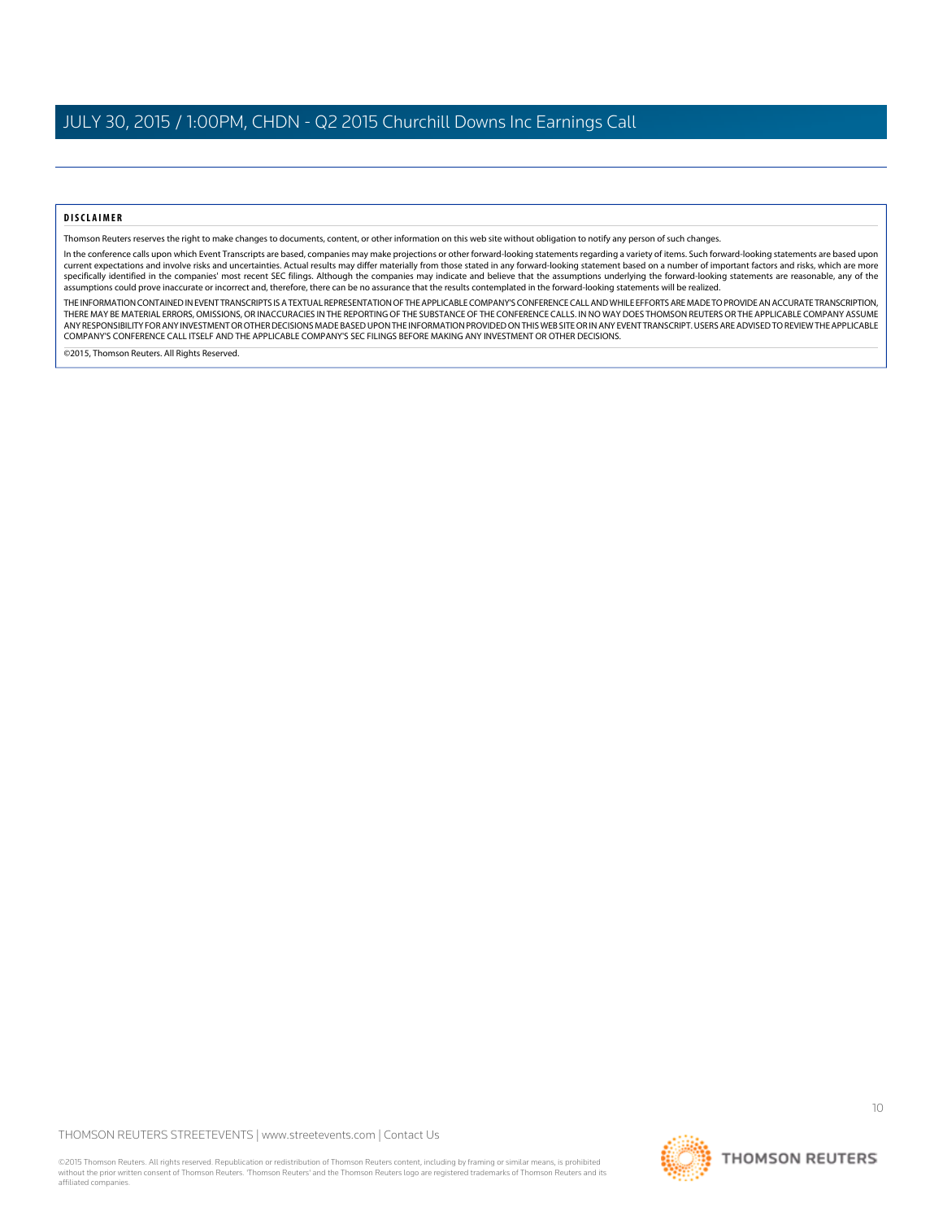**DISCLAIMER**

Thomson Reuters reserves the right to make changes to documents, content, or other information on this web site without obligation to notify any person of such changes.

In the conference calls upon which Event Transcripts are based, companies may make projections or other forward-looking statements regarding a variety of items. Such forward-looking statements are based upon current expectations and involve risks and uncertainties. Actual results may differ materially from those stated in any forward-looking statement based on a number of important factors and risks, which are more specifically identified in the companies' most recent SEC filings. Although the companies may indicate and believe that the assumptions underlying the forward-looking statements are reasonable, any of the assumptions could prove inaccurate or incorrect and, therefore, there can be no assurance that the results contemplated in the forward-looking statements will be realized.

THE INFORMATION CONTAINED IN EVENT TRANSCRIPTS IS A TEXTUAL REPRESENTATION OF THE APPLICABLE COMPANY'S CONFERENCE CALL AND WHILE EFFORTS ARE MADE TO PROVIDE AN ACCURATE TRANSCRIPTION, THERE MAY BE MATERIAL ERRORS, OMISSIONS, OR INACCURACIES IN THE REPORTING OF THE SUBSTANCE OF THE CONFERENCE CALLS. IN NO WAY DOES THOMSON REUTERS OR THE APPLICABLE COMPANY ASSUME ANY RESPONSIBILITY FOR ANY INVESTMENT OR OTHER DECISIONS MADE BASED UPON THE INFORMATION PROVIDED ON THIS WEB SITE OR IN ANY EVENT TRANSCRIPT. USERS ARE ADVISED TO REVIEW THE APPLICABLE COMPANY'S CONFERENCE CALL ITSELF AND THE APPLICABLE COMPANY'S SEC FILINGS BEFORE MAKING ANY INVESTMENT OR OTHER DECISIONS.

©2015, Thomson Reuters. All Rights Reserved.